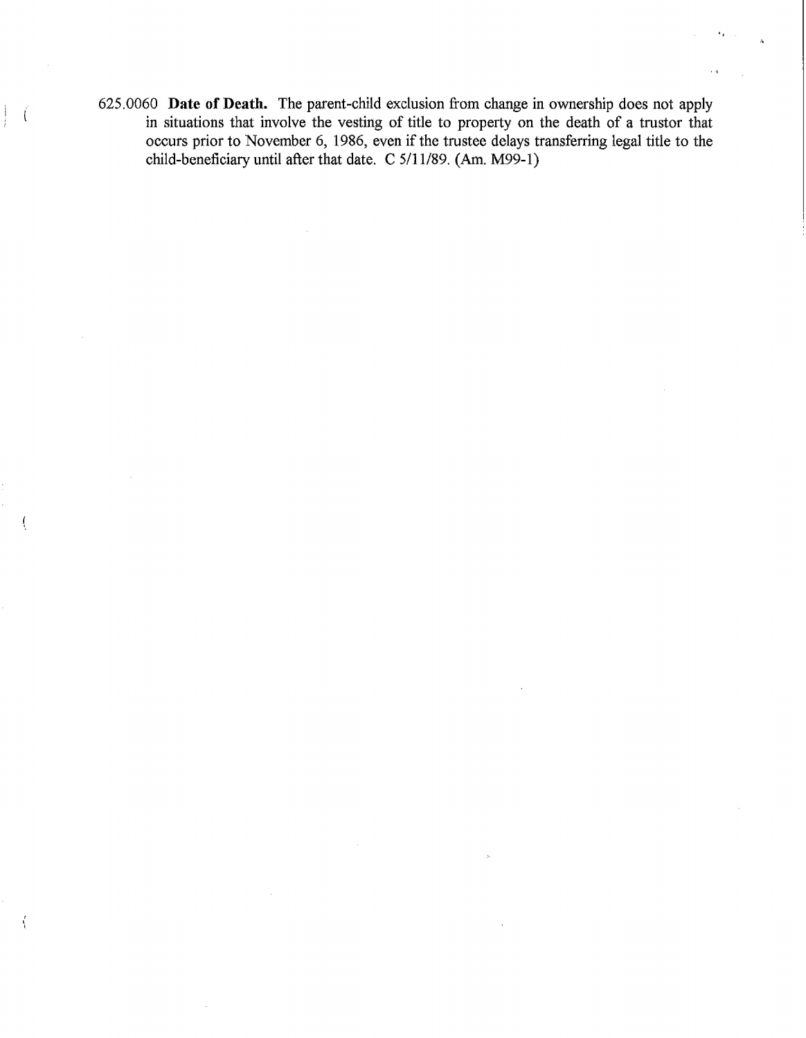625.0060 **Date of Death.** The parent-child exclusion from change in ownership does not apply in situations that involve the vesting of title to property on the death of a trustor that occurs prior to November 6, 1986, even if the trustee delays transferring legal title to the child-beneficiary until after that date. C 5/11/89. (Am. M99-1)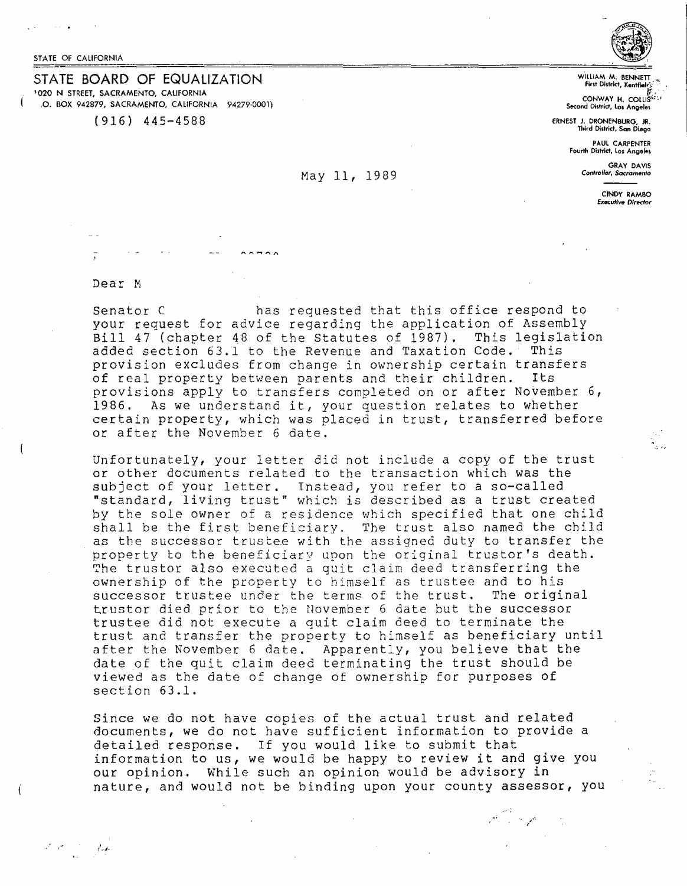STATE OF CALIFORNIA

# STATE BOARD OF EQUALIZATION

1020 N STREET, SACRAMENTO, CALIFORNIA
(P.O. BOX 942879, SACRAMENTO, CALIFORNIA 94279-0001)

(916) 445-4588

WILLIAM M. BENNETT
First District, Kentfield

CONWAY H. COLLIS
Second District, Los Angeles

ERNEST J. DRONENBURG, JR.
Third District, San Diego

PAUL CARPENTER
Fourth District, Los Angeles

GRAY DAVIS
Controller, Sacramento

CINDY RAMBO
*Executive Director*

May 11, 1989

Dear M

Senator C has requested that this office respond to your request for advice regarding the application of Assembly Bill 47 (chapter 48 of the Statutes of 1987). This legislation added section 63.1 to the Revenue and Taxation Code. This provision excludes from change in ownership certain transfers of real property between parents and their children. Its provisions apply to transfers completed on or after November 6, 1986. As we understand it, your question relates to whether certain property, which was placed in trust, transferred before or after the November 6 date.

Unfortunately, your letter did not include a copy of the trust or other documents related to the transaction which was the subject of your letter. Instead, you refer to a so-called "standard, living trust" which is described as a trust created by the sole owner of a residence which specified that one child shall be the first beneficiary. The trust also named the child as the successor trustee with the assigned duty to transfer the property to the beneficiary upon the original trustor's death. The trustor also executed a quit claim deed transferring the ownership of the property to himself as trustee and to his successor trustee under the terms of the trust. The original trustor died prior to the November 6 date but the successor trustee did not execute a quit claim deed to terminate the trust and transfer the property to himself as beneficiary until after the November 6 date. Apparently, you believe that the date of the quit claim deed terminating the trust should be viewed as the date of change of ownership for purposes of section 63.1.

Since we do not have copies of the actual trust and related documents, we do not have sufficient information to provide a detailed response. If you would like to submit that information to us, we would be happy to review it and give you our opinion. While such an opinion would be advisory in nature, and would not be binding upon your county assessor, you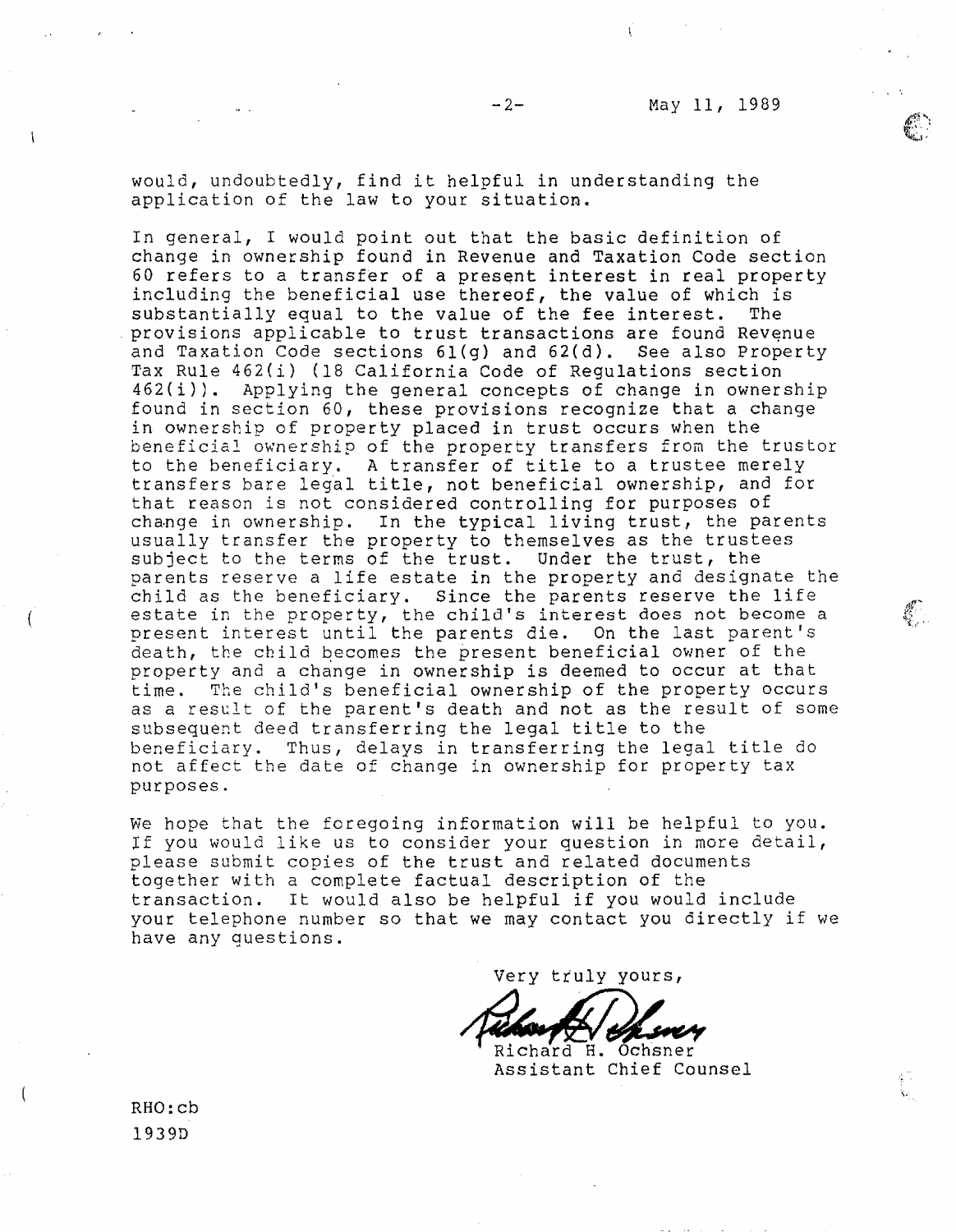would, undoubtedly, find it helpful in understanding the application of the law to your situation.

In general, I would point out that the basic definition of change in ownership found in Revenue and Taxation Code section 60 refers to a transfer of a present interest in real property including the beneficial use thereof, the value of which is substantially equal to the value of the fee interest. The provisions applicable to trust transactions are found Revenue and Taxation Code sections 61(g) and 62(d). See also Property Tax Rule 462(i) (18 California Code of Regulations section 462(i)). Applying the general concepts of change in ownership found in section 60, these provisions recognize that a change in ownership of property placed in trust occurs when the beneficial ownership of the property transfers from the trustor to the beneficiary. A transfer of title to a trustee merely transfers bare legal title, not beneficial ownership, and for that reason is not considered controlling for purposes of change in ownership. In the typical living trust, the parents usually transfer the property to themselves as the trustees subject to the terms of the trust. Under the trust, the parents reserve a life estate in the property and designate the child as the beneficiary. Since the parents reserve the life estate in the property, the child's interest does not become a present interest until the parents die. On the last parent's death, the child becomes the present beneficial owner of the property and a change in ownership is deemed to occur at that time. The child's beneficial ownership of the property occurs as a result of the parent's death and not as the result of some subsequent deed transferring the legal title to the beneficiary. Thus, delays in transferring the legal title do not affect the date of change in ownership for property tax purposes.

We hope that the foregoing information will be helpful to you. If you would like us to consider your question in more detail, please submit copies of the trust and related documents together with a complete factual description of the transaction. It would also be helpful if you would include your telephone number so that we may contact you directly if we have any questions.

Very truly yours,

Richard H. Ochsner
Assistant Chief Counsel

RHO:cb
1939D